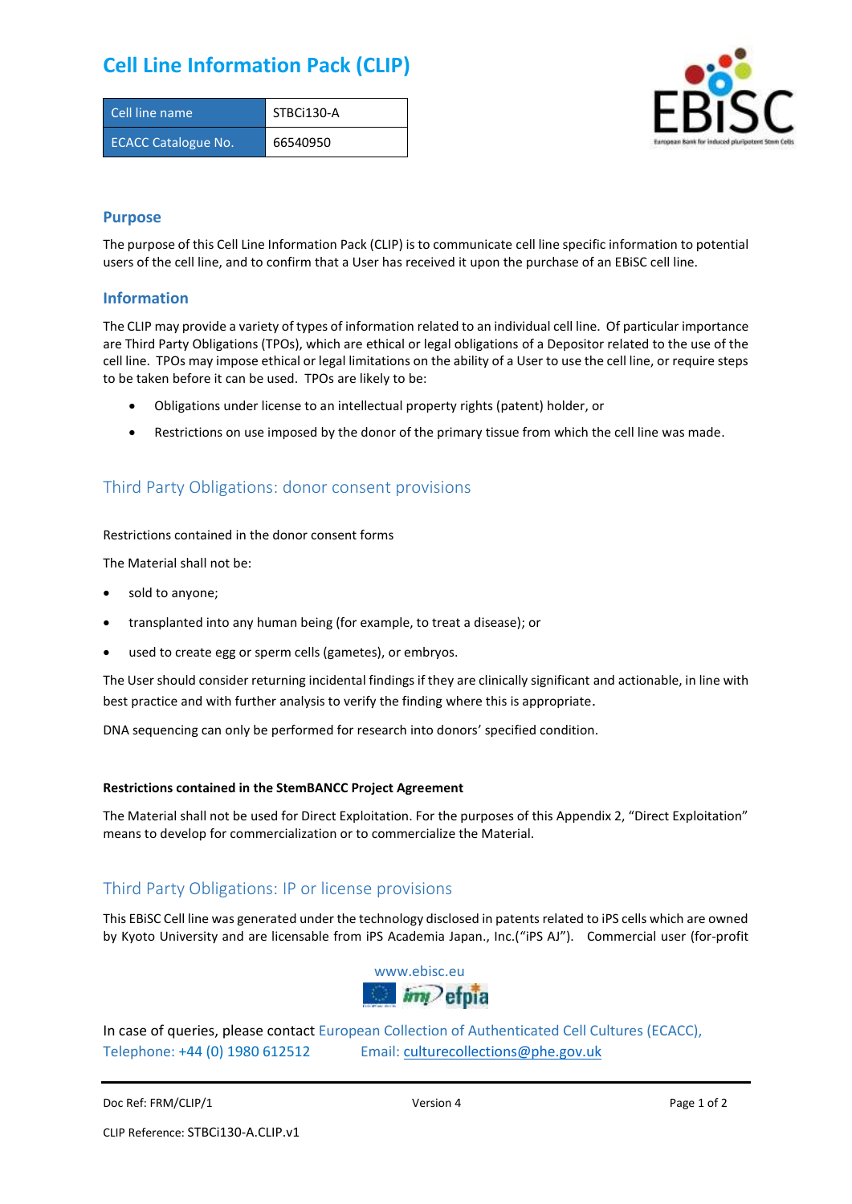# Cell Line Information Pack (CLIP)

| | |
|---|---|
| Cell line name | STBCi130-A |
| ECACC Catalogue No. | 66540950 |

## Purpose

The purpose of this Cell Line Information Pack (CLIP) is to communicate cell line specific information to potential users of the cell line, and to confirm that a User has received it upon the purchase of an EBiSC cell line.

## Information

The CLIP may provide a variety of types of information related to an individual cell line. Of particular importance are Third Party Obligations (TPOs), which are ethical or legal obligations of a Depositor related to the use of the cell line. TPOs may impose ethical or legal limitations on the ability of a User to use the cell line, or require steps to be taken before it can be used. TPOs are likely to be:

- Obligations under license to an intellectual property rights (patent) holder, or
- Restrictions on use imposed by the donor of the primary tissue from which the cell line was made.

## Third Party Obligations: donor consent provisions

Restrictions contained in the donor consent forms

The Material shall not be:

- sold to anyone;
- transplanted into any human being (for example, to treat a disease); or
- used to create egg or sperm cells (gametes), or embryos.

The User should consider returning incidental findings if they are clinically significant and actionable, in line with best practice and with further analysis to verify the finding where this is appropriate.

DNA sequencing can only be performed for research into donors' specified condition.

**Restrictions contained in the StemBANCC Project Agreement**

The Material shall not be used for Direct Exploitation. For the purposes of this Appendix 2, "Direct Exploitation" means to develop for commercialization or to commercialize the Material.

## Third Party Obligations: IP or license provisions

This EBiSC Cell line was generated under the technology disclosed in patents related to iPS cells which are owned by Kyoto University and are licensable from iPS Academia Japan., Inc.("iPS AJ"). Commercial user (for-profit

www.ebisc.eu

In case of queries, please contact European Collection of Authenticated Cell Cultures (ECACC), Telephone: +44 (0) 1980 612512 Email: culturecollections@phe.gov.uk

Doc Ref: FRM/CLIP/1 Version 4

CLIP Reference: STBCi130-A.CLIP.v1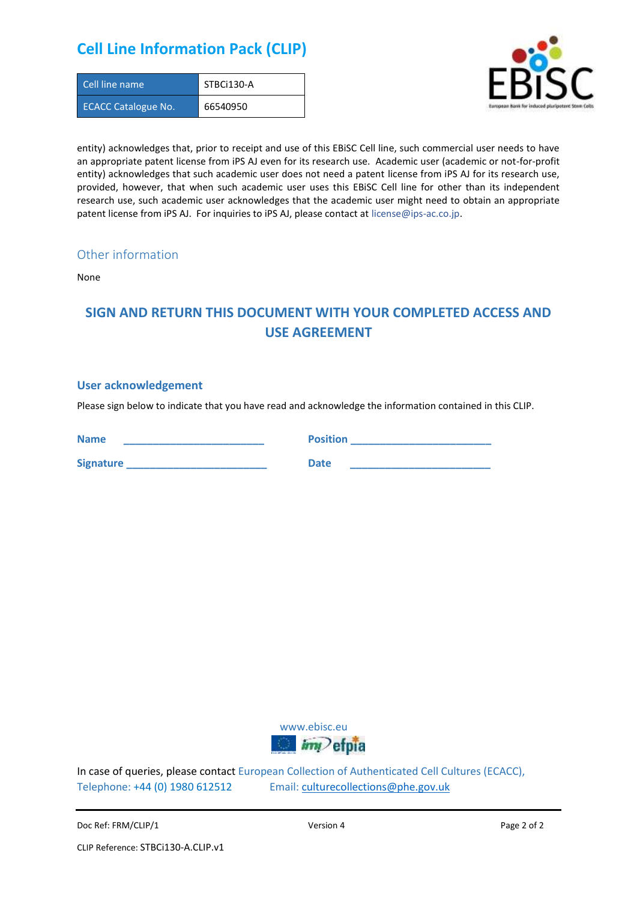# Cell Line Information Pack (CLIP)

| | |
|---|---|
| Cell line name | STBCi130-A |
| ECACC Catalogue No. | 66540950 |

entity) acknowledges that, prior to receipt and use of this EBiSC Cell line, such commercial user needs to have an appropriate patent license from iPS AJ even for its research use. Academic user (academic or not-for-profit entity) acknowledges that such academic user does not need a patent license from iPS AJ for its research use, provided, however, that when such academic user uses this EBiSC Cell line for other than its independent research use, such academic user acknowledges that the academic user might need to obtain an appropriate patent license from iPS AJ. For inquiries to iPS AJ, please contact at license@ips-ac.co.jp.

## Other information

None

## SIGN AND RETURN THIS DOCUMENT WITH YOUR COMPLETED ACCESS AND USE AGREEMENT

### User acknowledgement

Please sign below to indicate that you have read and acknowledge the information contained in this CLIP.

**Name** ________________________ **Position** ________________________

**Signature** ________________________ **Date** ________________________

www.ebisc.eu

In case of queries, please contact European Collection of Authenticated Cell Cultures (ECACC), Telephone: +44 (0) 1980 612512 Email: culturecollections@phe.gov.uk

Doc Ref: FRM/CLIP/1 Version 4

CLIP Reference: STBCi130-A.CLIP.v1